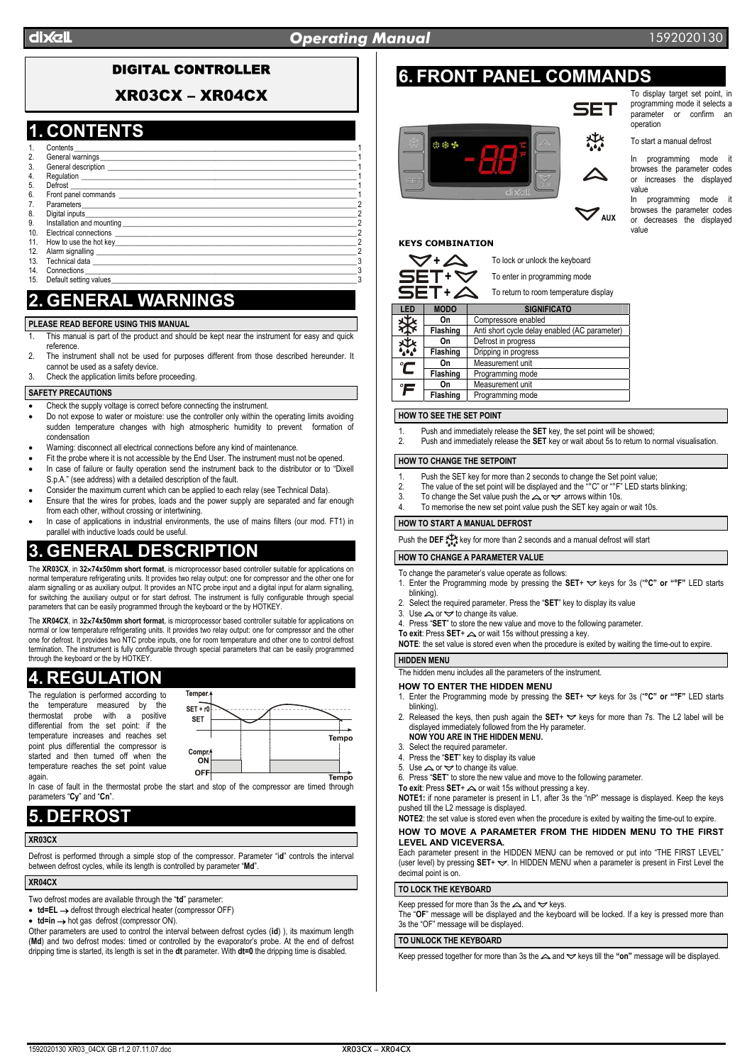# DIGITAL CONTROLLER

# XR03CX – XR04CX

## 1. CONTENTS

1. Contents — 1
2. General warnings — 1
3. General description — 1
4. Regulation — 1
5. Defrost — 1
6. Front panel commands — 1
7. Parameters — 2
8. Digital inputs — 2
9. Installation and mounting — 2
10. Electrical connections — 2
11. How to use the hot key — 2
12. Alarm signalling — 2
13. Technical data — 3
14. Connections — 3
15. Default setting values — 3

## 2. GENERAL WARNINGS

### PLEASE READ BEFORE USING THIS MANUAL

1. This manual is part of the product and should be kept near the instrument for easy and quick reference.
2. The instrument shall not be used for purposes different from those described hereunder. It cannot be used as a safety device.
3. Check the application limits before proceeding.

### SAFETY PRECAUTIONS

- Check the supply voltage is correct before connecting the instrument.
- Do not expose to water or moisture: use the controller only within the operating limits avoiding sudden temperature changes with high atmospheric humidity to prevent formation of condensation
- Warning: disconnect all electrical connections before any kind of maintenance.
- Fit the probe where it is not accessible by the End User. The instrument must not be opened.
- In case of failure or faulty operation send the instrument back to the distributor or to "Dixell S.p.A." (see address) with a detailed description of the fault.
- Consider the maximum current which can be applied to each relay (see Technical Data).
- Ensure that the wires for probes, loads and the power supply are separated and far enough from each other, without crossing or intertwining.
- In case of applications in industrial environments, the use of mains filters (our mod. FT1) in parallel with inductive loads could be useful.

## 3. GENERAL DESCRIPTION

The **XR03CX**, in **32x74x50mm short format**, is microprocessor based controller suitable for applications on normal temperature refrigerating units. It provides two relay output: one for compressor and the other one for alarm signalling or as auxiliary output. It provides an NTC probe input and a digital input for alarm signalling, for switching the auxiliary output or for start defrost. The instrument is fully configurable through special parameters that can be easily programmed through the keyboard or the by HOTKEY.

The **XR04CX**, in **32x74x50mm short format**, is microprocessor based controller suitable for applications on normal or low temperature refrigerating units. It provides two relay output: one for compressor and the other one for defrost. It provides two NTC probe inputs, one for room temperature and other one to control defrost termination. The instrument is fully configurable through special parameters that can be easily programmed through the keyboard or the by HOTKEY.

## 4. REGULATION

The regulation is performed according to the temperature measured by the thermostat probe with a positive differential from the set point: if the temperature increases and reaches set point plus differential the compressor is started and then turned off when the temperature reaches the set point value again.

In case of fault in the thermostat probe the start and stop of the compressor are timed through parameters "**Cy**" and "**Cn**".

## 5. DEFROST

### XR03CX

Defrost is performed through a simple stop of the compressor. Parameter "**id**" controls the interval between defrost cycles, while its length is controlled by parameter "**Md**".

### XR04CX

Two defrost modes are available through the "**td**" parameter:

- **td=EL** → defrost through electrical heater (compressor OFF)
- **td=in** → hot gas defrost (compressor ON).

Other parameters are used to control the interval between defrost cycles (**id**) ), its maximum length (**Md**) and two defrost modes: timed or controlled by the evaporator's probe. At the end of defrost dripping time is started, its length is set in the **dt** parameter. With **dt=0** the dripping time is disabled.

## 6. FRONT PANEL COMMANDS

**SET**: To display target set point, in programming mode it selects a parameter or confirm an operation

**DEF** (defrost key): To start a manual defrost

**UP**: In programming mode it browses the parameter codes or increases the displayed value

**DOWN / AUX**: In programming mode it browses the parameter codes or decreases the displayed value

### KEYS COMBINATION

| Keys | Function |
|---|---|
| DOWN + UP | To lock or unlock the keyboard |
| SET + DOWN | To enter in programming mode |
| SET + UP | To return to room temperature display |

| LED | MODO | SIGNIFICATO |
|---|---|---|
| Compressor | On | Compressore enabled |
| | Flashing | Anti short cycle delay enabled (AC parameter) |
| Defrost | On | Defrost in progress |
| | Flashing | Dripping in progress |
| °C | On | Measurement unit |
| | Flashing | Programming mode |
| °F | On | Measurement unit |
| | Flashing | Programming mode |

### HOW TO SEE THE SET POINT

1. Push and immediately release the **SET** key, the set point will be showed;
2. Push and immediately release the **SET** key or wait about 5s to return to normal visualisation.

### HOW TO CHANGE THE SETPOINT

1. Push the SET key for more than 2 seconds to change the Set point value;
2. The value of the set point will be displayed and the "°C" or "°F" LED starts blinking;
3. To change the Set value push the UP or DOWN arrows within 10s.
4. To memorise the new set point value push the SET key again or wait 10s.

### HOW TO START A MANUAL DEFROST

Push the **DEF** key for more than 2 seconds and a manual defrost will start

### HOW TO CHANGE A PARAMETER VALUE

To change the parameter's value operate as follows:

1. Enter the Programming mode by pressing the **SET**+ DOWN keys for 3s (**"°C" or "°F"** LED starts blinking).
2. Select the required parameter. Press the "**SET**" key to display its value
3. Use UP or DOWN to change its value.
4. Press "**SET**" to store the new value and move to the following parameter.

**To exit**: Press **SET**+ UP or wait 15s without pressing a key.

**NOTE**: the set value is stored even when the procedure is exited by waiting the time-out to expire.

### HIDDEN MENU

The hidden menu includes all the parameters of the instrument.

#### HOW TO ENTER THE HIDDEN MENU

1. Enter the Programming mode by pressing the **SET**+ DOWN keys for 3s (**"°C" or "°F"** LED starts blinking).
2. Released the keys, then push again the **SET**+ DOWN keys for more than 7s. The L2 label will be displayed immediately followed from the Hy parameter.
   **NOW YOU ARE IN THE HIDDEN MENU.**
3. Select the required parameter.
4. Press the "**SET**" key to display its value
5. Use UP or DOWN to change its value.
6. Press "**SET**" to store the new value and move to the following parameter.

**To exit**: Press **SET**+ UP or wait 15s without pressing a key.

**NOTE1:** if none parameter is present in L1, after 3s the "nP" message is displayed. Keep the keys pushed till the L2 message is displayed.

**NOTE2**: the set value is stored even when the procedure is exited by waiting the time-out to expire.

#### HOW TO MOVE A PARAMETER FROM THE HIDDEN MENU TO THE FIRST LEVEL AND VICEVERSA.

Each parameter present in the HIDDEN MENU can be removed or put into "THE FIRST LEVEL" (user level) by pressing **SET**+ DOWN. In HIDDEN MENU when a parameter is present in First Level the decimal point is on.

### TO LOCK THE KEYBOARD

Keep pressed for more than 3s the UP and DOWN keys.

The "**OF**" message will be displayed and the keyboard will be locked. If a key is pressed more than 3s the "OF" message will be displayed.

### TO UNLOCK THE KEYBOARD

Keep pressed together for more than 3s the UP and DOWN keys till the **"on"** message will be displayed.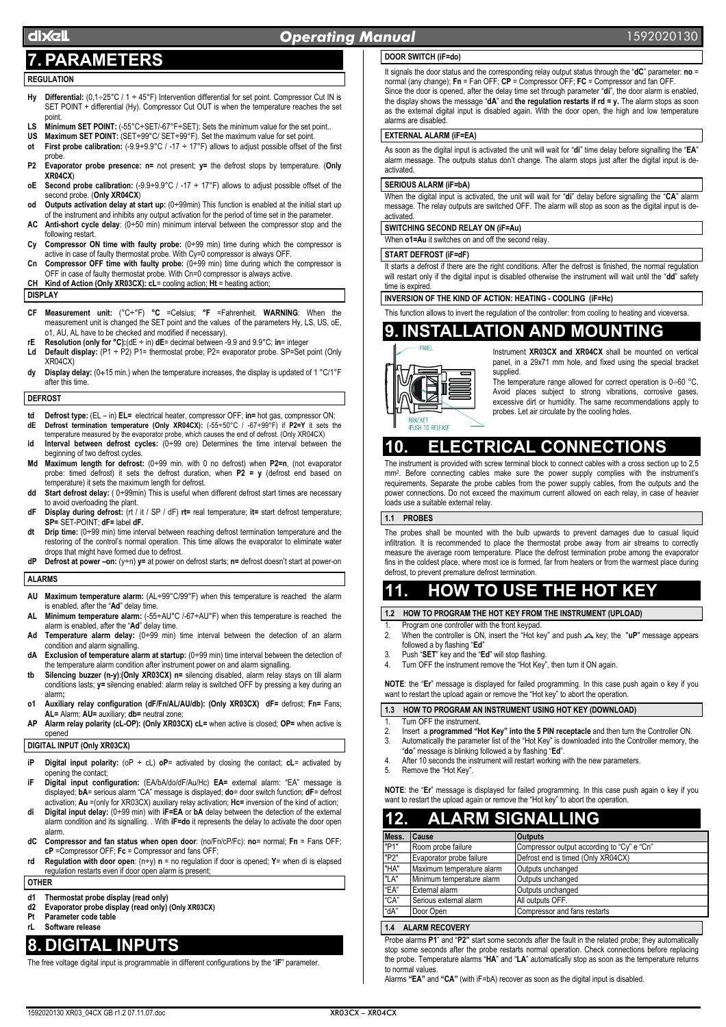# 7. PARAMETERS

### REGULATION

- **Hy Differential:** (0,1÷25°C / 1 ÷ 45°F) Intervention differential for set point. Compressor Cut IN is SET POINT + differential (Hy). Compressor Cut OUT is when the temperature reaches the set point.
- **LS Minimum SET POINT:** (-55°C÷SET/-67°F÷SET): Sets the minimum value for the set point..
- **US Maximum SET POINT:** (SET÷99°C/ SET÷99°F). Set the maximum value for set point.
- **ot First probe calibration:** (-9.9÷9.9°C / -17 ÷ 17°F) allows to adjust possible offset of the first probe.
- **P2 Evaporator probe presence: n=** not present; **y=** the defrost stops by temperature. (**Only XR04CX**)
- **oE Second probe calibration:** (-9.9÷9.9°C / -17 ÷ 17°F) allows to adjust possible offset of the second probe. (**Only XR04CX**)
- **od Outputs activation delay at start up:** (0÷99min) This function is enabled at the initial start up of the instrument and inhibits any output activation for the period of time set in the parameter.
- **AC Anti-short cycle delay**: (0÷50 min) minimum interval between the compressor stop and the following restart.
- **Cy Compressor ON time with faulty probe:** (0÷99 min) time during which the compressor is active in case of faulty thermostat probe. With Cy=0 compressor is always OFF.
- **Cn Compressor OFF time with faulty probe:** (0÷99 min) time during which the compressor is OFF in case of faulty thermostat probe. With Cn=0 compressor is always active.
- **CH Kind of Action (Only XR03CX): cL**= cooling action; **Ht** = heating action;

### DISPLAY

- **CF Measurement unit:** (°C÷°F) **°C** =Celsius; **°F** =Fahrenheit. **WARNING**: When the measurement unit is changed the SET point and the values of the parameters Hy, LS, US, oE, o1, AU, AL have to be checked and modified if necessary).
- **rE Resolution (only for °C):**(dE ÷ in) **dE**= decimal between -9.9 and 9.9°C; **in**= integer
- **Ld Default display:** (P1 ÷ P2) P1= thermostat probe; P2= evaporator probe. SP=Set point (Only XR04CX)
- **dy Display delay:** (0÷15 min.) when the temperature increases, the display is updated of 1 °C/1°F after this time.

### DEFROST

- **td Defrost type:** (EL – in) **EL=** electrical heater, compressor OFF; **in=** hot gas, compressor ON;
- **dE Defrost termination temperature (Only XR04CX):** (-55÷50°C / -67÷99°F) if **P2=Y** it sets the temperature measured by the evaporator probe, which causes the end of defrost. (Only XR04CX)
- **id Interval between defrost cycles:** (0÷99 ore) Determines the time interval between the beginning of two defrost cycles.
- **Md Maximum length for defrost:** (0÷99 min. with 0 no defrost) when **P2=n**, (not evaporator probe: timed defrost) it sets the defrost duration, when **P2 = y** (defrost end based on temperature) it sets the maximum length for defrost.
- **dd Start defrost delay:** ( 0÷99min) This is useful when different defrost start times are necessary to avoid overloading the plant.
- **dF Display during defrost:** (rt / it / SP / dF) **rt=** real temperature; **it=** start defrost temperature; **SP=** SET-POINT; **dF=** label **dF.**
- **dt Drip time:** (0÷99 min) time interval between reaching defrost termination temperature and the restoring of the control's normal operation. This time allows the evaporator to eliminate water drops that might have formed due to defrost.
- **dP Defrost at power –on:** (y÷n) **y=** at power on defrost starts; **n=** defrost doesn't start at power-on

### ALARMS

- **AU Maximum temperature alarm:** (AL÷99°C/99°F) when this temperature is reached the alarm is enabled, after the "**Ad**" delay time.
- **AL Minimum temperature alarm:** (-55÷AU°C /-67÷AU°F) when this temperature is reached the alarm is enabled, after the "**Ad**" delay time.
- **Ad Temperature alarm delay:** (0÷99 min) time interval between the detection of an alarm condition and alarm signalling.
- **dA Exclusion of temperature alarm at startup:** (0÷99 min) time interval between the detection of the temperature alarm condition after instrument power on and alarm signalling.
- **tb Silencing buzzer (n-y)**:**(Only XR03CX) n=** silencing disabled, alarm relay stays on till alarm conditions lasts; **y=** silencing enabled: alarm relay is switched OFF by pressing a key during an alarm**;**
- **o1 Auxiliary relay configuration (dF/Fn/AL/AU/db): (Only XR03CX) dF=** defrost; **Fn=** Fans; **AL=** Alarm; **AU=** auxiliary; **db=** neutral zone;
- **AP Alarm relay polarity (cL-OP): (Only XR03CX) cL=** when active is closed; **OP=** when active is opened

### DIGITAL INPUT (Only XR03CX)

- **iP Digital input polarity:** (oP ÷ cL) **oP**= activated by closing the contact; **cL**= activated by opening the contact;
- **iF Digital input configuration:** (EA/bA/do/dF/Au/Hc) **EA=** external alarm: "EA" message is displayed; **bA**= serious alarm "CA" message is displayed; **do**= door switch function; **dF**= defrost activation; **Au** =(only for XR03CX) auxiliary relay activation; **Hc=** inversion of the kind of action;
- **di Digital input delay:** (0÷99 min) with **iF=EA** or **bA** delay between the detection of the external alarm condition and its signalling. . With **iF=do** it represents the delay to activate the door open alarm.
- **dC Compressor and fan status when open door**: (no/Fn/cP/Fc): **no**= normal; **Fn** = Fans OFF; **cP** =Compressor OFF; **Fc** = Compressor and fans OFF;
- **rd Regulation with door open**: (n÷y) **n** = no regulation if door is opened; **Y**= when di is elapsed regulation restarts even if door open alarm is present;

### OTHER

- **d1 Thermostat probe display (read only)**
- **d2 Evaporator probe display (read only) (Only XR03CX)**
- **Pt Parameter code table**
- **rL Software release**

# 8. DIGITAL INPUTS

The free voltage digital input is programmable in different configurations by the "**iF**" parameter.

### DOOR SWITCH (iF=do)

It signals the door status and the corresponding relay output status through the "**dC**" parameter: **no** = normal (any change); **Fn** = Fan OFF; **CP** = Compressor OFF; **FC** = Compressor and fan OFF.
Since the door is opened, after the delay time set through parameter "**di**", the door alarm is enabled, the display shows the message "**dA**" and **the regulation restarts if rd = y.** The alarm stops as soon as the external digital input is disabled again. With the door open, the high and low temperature alarms are disabled.

### EXTERNAL ALARM (iF=EA)

As soon as the digital input is activated the unit will wait for "**di**" time delay before signalling the "**EA**" alarm message. The outputs status don't change. The alarm stops just after the digital input is de-activated.

### SERIOUS ALARM (iF=bA)

When the digital input is activated, the unit will wait for "**di**" delay before signalling the "**CA**" alarm message. The relay outputs are switched OFF. The alarm will stop as soon as the digital input is de-activated.

### SWITCHING SECOND RELAY ON (iF=Au)

When **o1=Au** it switches on and off the second relay.

### START DEFROST (iF=dF)

It starts a defrost if there are the right conditions. After the defrost is finished, the normal regulation will restart only if the digital input is disabled otherwise the instrument will wait until the "**dd**" safety time is expired.

### INVERSION OF THE KIND OF ACTION: HEATING - COOLING (IF=Hc)

This function allows to invert the regulation of the controller: from cooling to heating and viceversa.

# 9. INSTALLATION AND MOUNTING

Instrument **XR03CX and XR04CX** shall be mounted on vertical panel, in a 29x71 mm hole, and fixed using the special bracket supplied.
The temperature range allowed for correct operation is 0÷60 °C. Avoid places subject to strong vibrations, corrosive gases, excessive dirt or humidity. The same recommendations apply to probes. Let air circulate by the cooling holes.

# 10. ELECTRICAL CONNECTIONS

The instrument is provided with screw terminal block to connect cables with a cross section up to 2,5 mm². Before connecting cables make sure the power supply complies with the instrument's requirements. Separate the probe cables from the power supply cables, from the outputs and the power connections. Do not exceed the maximum current allowed on each relay, in case of heavier loads use a suitable external relay.

### 1.1 PROBES

The probes shall be mounted with the bulb upwards to prevent damages due to casual liquid infiltration. It is recommended to place the thermostat probe away from air streams to correctly measure the average room temperature. Place the defrost termination probe among the evaporator fins in the coldest place, where most ice is formed, far from heaters or from the warmest place during defrost, to prevent premature defrost termination.

# 11. HOW TO USE THE HOT KEY

### 1.2 HOW TO PROGRAM THE HOT KEY FROM THE INSTRUMENT (UPLOAD)

1. Program one controller with the front keypad.
2. When the controller is ON, insert the "Hot key" and push ⏶ key; the "**uP**" message appears followed a by flashing "**Ed**"
3. Push "**SET**" key and the "**Ed**" will stop flashing.
4. Turn OFF the instrument remove the "Hot Key", then turn it ON again.

**NOTE**: the "**Er**" message is displayed for failed programming. In this case push again o key if you want to restart the upload again or remove the "Hot key" to abort the operation.

### 1.3 HOW TO PROGRAM AN INSTRUMENT USING HOT KEY (DOWNLOAD)

1. Turn OFF the instrument.
2. Insert a **programmed "Hot Key" into the 5 PIN receptacle** and then turn the Controller ON.
3. Automatically the parameter list of the "Hot Key" is downloaded into the Controller memory, the "**do**" message is blinking followed by a flashing "**Ed**".
4. After 10 seconds the instrument will restart working with the new parameters.
5. Remove the "Hot Key".

**NOTE**: the "**Er**" message is displayed for failed programming. In this case push again o key if you want to restart the upload again or remove the "Hot key" to abort the operation.

# 12. ALARM SIGNALLING

| Mess. | Cause | Outputs |
|---|---|---|
| "P1" | Room probe failure | Compressor output according to "Cy" e "Cn" |
| "P2" | Evaporator probe failure | Defrost end is timed (Only XR04CX) |
| "HA" | Maximum temperature alarm | Outputs unchanged |
| "LA" | Minimum temperature alarm | Outputs unchanged |
| "EA" | External alarm | Outputs unchanged |
| "CA" | Serious external alarm | All outputs OFF. |
| "dA" | Door Open | Compressor and fans restarts |

### 1.4 ALARM RECOVERY

Probe alarms **P1**" and "**P2**" start some seconds after the fault in the related probe; they automatically stop some seconds after the probe restarts normal operation. Check connections before replacing the probe. Temperature alarms "**HA**" and "**LA**" automatically stop as soon as the temperature returns to normal values.
Alarms **"EA"** and **"CA"** (with iF=bA) recover as soon as the digital input is disabled.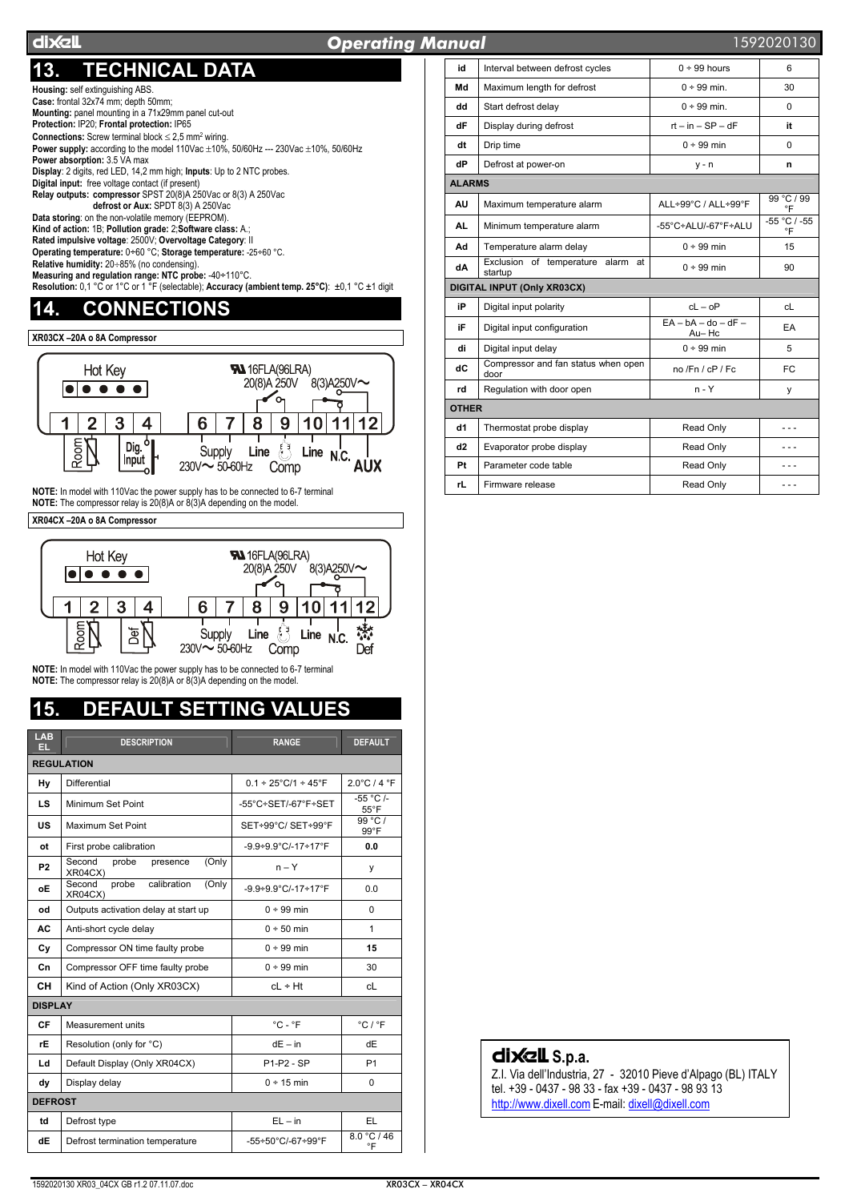# 13. TECHNICAL DATA

**Housing:** self extinguishing ABS.
**Case:** frontal 32x74 mm; depth 50mm;
**Mounting:** panel mounting in a 71x29mm panel cut-out
**Protection:** IP20; **Frontal protection:** IP65
**Connections:** Screw terminal block ≤ 2,5 mm² wiring.
**Power supply:** according to the model 110Vac ±10%, 50/60Hz --- 230Vac ±10%, 50/60Hz
**Power absorption:** 3.5 VA max
**Display**: 2 digits, red LED, 14,2 mm high; **Inputs**: Up to 2 NTC probes.
**Digital input:** free voltage contact (if present)
**Relay outputs: compressor** SPST 20(8)A 250Vac or 8(3) A 250Vac
**defrost or Aux:** SPDT 8(3) A 250Vac
**Data storing**: on the non-volatile memory (EEPROM).
**Kind of action:** 1B; **Pollution grade:** 2;**Software class:** A.;
**Rated impulsive voltage**: 2500V; **Overvoltage Category**: II
**Operating temperature:** 0÷60 °C; **Storage temperature:** -25÷60 °C.
**Relative humidity:** 20÷85% (no condensing).
**Measuring and regulation range: NTC probe:** -40÷110°C.
**Resolution:** 0,1 °C or 1°C or 1 °F (selectable); **Accuracy (ambient temp. 25°C)**: ±0,1 °C ±1 digit

# 14. CONNECTIONS

**XR03CX –20A o 8A Compressor**

Hot Key
16FLA(96LRA)
20(8)A 250V 8(3)A250V~
1 2 3 4 6 7 8 9 10 11 12
Room
Dig. Input
Supply 230V~ 50-60Hz
Line
Comp
Line
N.C.
AUX

**NOTE:** In model with 110Vac the power supply has to be connected to 6-7 terminal
**NOTE:** The compressor relay is 20(8)A or 8(3)A depending on the model.

**XR04CX –20A o 8A Compressor**

Hot Key
16FLA(96LRA)
20(8)A 250V 8(3)A250V~
1 2 3 4 6 7 8 9 10 11 12
Room
Def
Supply 230V~ 50-60Hz
Line
Comp
Line
N.C.
Def

**NOTE:** In model with 110Vac the power supply has to be connected to 6-7 terminal
**NOTE:** The compressor relay is 20(8)A or 8(3)A depending on the model.

# 15. DEFAULT SETTING VALUES

| LABEL | DESCRIPTION | RANGE | DEFAULT |
|---|---|---|---|
| **REGULATION** | | | |
| **Hy** | Differential | 0.1 ÷ 25°C/1 ÷ 45°F | 2.0°C / 4 °F |
| **LS** | Minimum Set Point | -55°C÷SET/-67°F÷SET | -55 °C /-55°F |
| **US** | Maximum Set Point | SET÷99°C/ SET÷99°F | 99 °C / 99°F |
| **ot** | First probe calibration | -9.9÷9.9°C/-17÷17°F | **0.0** |
| **P2** | Second probe presence (Only XR04CX) | n – Y | y |
| **oE** | Second probe calibration (Only XR04CX) | -9.9÷9.9°C/-17÷17°F | 0.0 |
| **od** | Outputs activation delay at start up | 0 ÷ 99 min | 0 |
| **AC** | Anti-short cycle delay | 0 ÷ 50 min | 1 |
| **Cy** | Compressor ON time faulty probe | 0 ÷ 99 min | **15** |
| **Cn** | Compressor OFF time faulty probe | 0 ÷ 99 min | 30 |
| **CH** | Kind of Action (Only XR03CX) | cL ÷ Ht | cL |
| **DISPLAY** | | | |
| **CF** | Measurement units | °C - °F | °C / °F |
| **rE** | Resolution (only for °C) | dE – in | dE |
| **Ld** | Default Display (Only XR04CX) | P1-P2 - SP | P1 |
| **dy** | Display delay | 0 ÷ 15 min | 0 |
| **DEFROST** | | | |
| **td** | Defrost type | EL – in | EL |
| **dE** | Defrost termination temperature | -55÷50°C/-67÷99°F | 8.0 °C / 46 °F |
| **id** | Interval between defrost cycles | 0 ÷ 99 hours | 6 |
| **Md** | Maximum length for defrost | 0 ÷ 99 min. | 30 |
| **dd** | Start defrost delay | 0 ÷ 99 min. | 0 |
| **dF** | Display during defrost | rt – in – SP – dF | **it** |
| **dt** | Drip time | 0 ÷ 99 min | 0 |
| **dP** | Defrost at power-on | y - n | **n** |
| **ALARMS** | | | |
| **AU** | Maximum temperature alarm | ALL÷99°C / ALL÷99°F | 99 °C / 99 °F |
| **AL** | Minimum temperature alarm | -55°C÷ALU/-67°F÷ALU | -55 °C / -55 °F |
| **Ad** | Temperature alarm delay | 0 ÷ 99 min | 15 |
| **dA** | Exclusion of temperature alarm at startup | 0 ÷ 99 min | 90 |
| **DIGITAL INPUT (Only XR03CX)** | | | |
| **iP** | Digital input polarity | cL – oP | cL |
| **iF** | Digital input configuration | EA – bA – do – dF – Au– Hc | EA |
| **di** | Digital input delay | 0 ÷ 99 min | 5 |
| **dC** | Compressor and fan status when open door | no /Fn / cP / Fc | FC |
| **rd** | Regulation with door open | n - Y | y |
| **OTHER** | | | |
| **d1** | Thermostat probe display | Read Only | - - - |
| **d2** | Evaporator probe display | Read Only | - - - |
| **Pt** | Parameter code table | Read Only | - - - |
| **rL** | Firmware release | Read Only | - - - |

**dixell S.p.a.**
Z.I. Via dell'Industria, 27 - 32010 Pieve d'Alpago (BL) ITALY
tel. +39 - 0437 - 98 33 - fax +39 - 0437 - 98 93 13
http://www.dixell.com E-mail: dixell@dixell.com